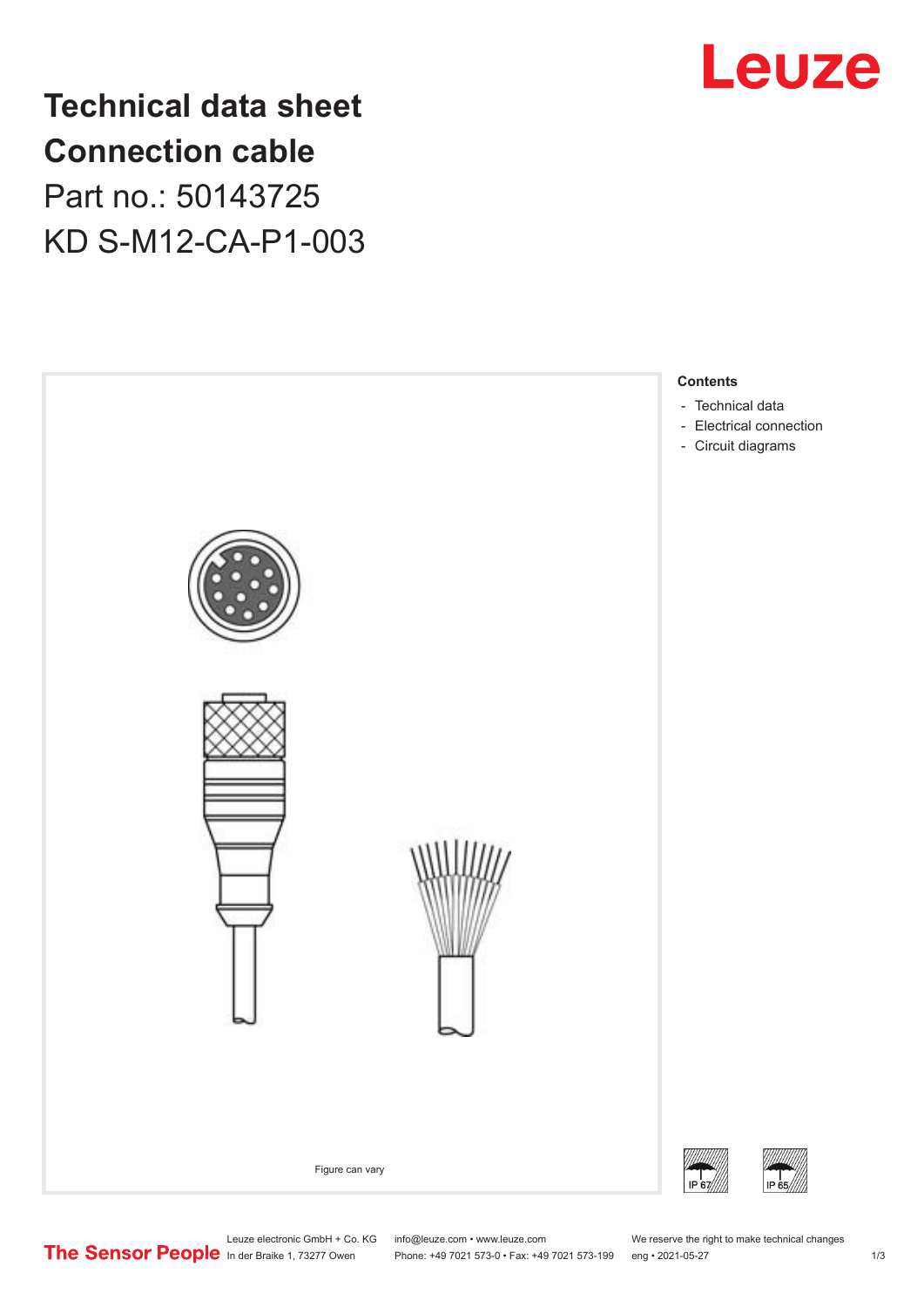# Technical data sheet
# Connection cable
## Part no.: 50143725
## KD S-M12-CA-P1-003

Figure can vary

**Contents**

- Technical data
- Electrical connection
- Circuit diagrams

IP 67

IP 65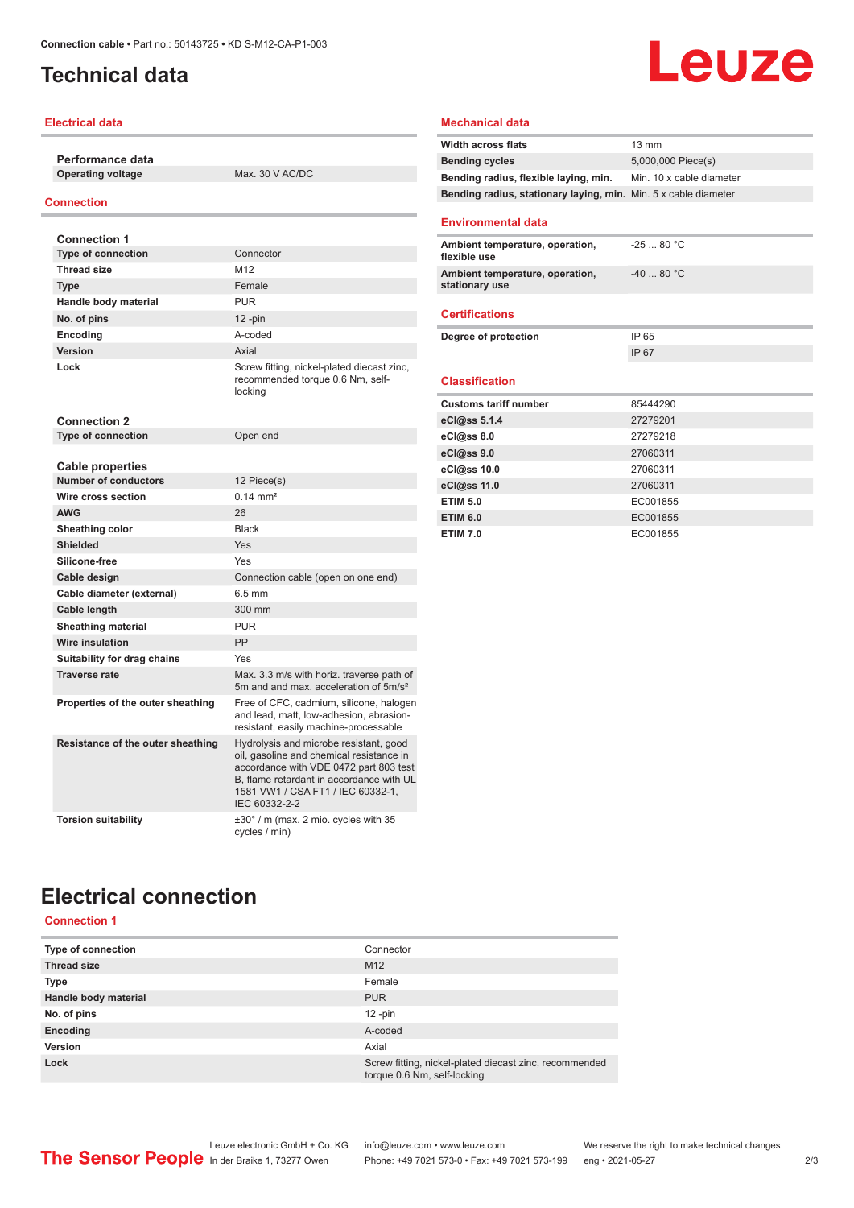# Technical data

## Electrical data

| **Performance data** | |
|---|---|
| **Operating voltage** | Max. 30 V AC/DC |

## Connection

| **Connection 1** | |
|---|---|
| **Type of connection** | Connector |
| **Thread size** | M12 |
| **Type** | Female |
| **Handle body material** | PUR |
| **No. of pins** | 12 -pin |
| **Encoding** | A-coded |
| **Version** | Axial |
| **Lock** | Screw fitting, nickel-plated diecast zinc, recommended torque 0.6 Nm, self-locking |

| **Connection 2** | |
|---|---|
| **Type of connection** | Open end |

| **Cable properties** | |
|---|---|
| **Number of conductors** | 12 Piece(s) |
| **Wire cross section** | 0.14 mm² |
| **AWG** | 26 |
| **Sheathing color** | Black |
| **Shielded** | Yes |
| **Silicone-free** | Yes |
| **Cable design** | Connection cable (open on one end) |
| **Cable diameter (external)** | 6.5 mm |
| **Cable length** | 300 mm |
| **Sheathing material** | PUR |
| **Wire insulation** | PP |
| **Suitability for drag chains** | Yes |
| **Traverse rate** | Max. 3.3 m/s with horiz. traverse path of 5m and and max. acceleration of 5m/s² |
| **Properties of the outer sheathing** | Free of CFC, cadmium, silicone, halogen and lead, matt, low-adhesion, abrasion-resistant, easily machine-processable |
| **Resistance of the outer sheathing** | Hydrolysis and microbe resistant, good oil, gasoline and chemical resistance in accordance with VDE 0472 part 803 test B, flame retardant in accordance with UL 1581 VW1 / CSA FT1 / IEC 60332-1, IEC 60332-2-2 |
| **Torsion suitability** | ±30° / m (max. 2 mio. cycles with 35 cycles / min) |

## Mechanical data

| | |
|---|---|
| **Width across flats** | 13 mm |
| **Bending cycles** | 5,000,000 Piece(s) |
| **Bending radius, flexible laying, min.** | Min. 10 x cable diameter |
| **Bending radius, stationary laying, min.** | Min. 5 x cable diameter |

## Environmental data

| | |
|---|---|
| **Ambient temperature, operation, flexible use** | -25 ... 80 °C |
| **Ambient temperature, operation, stationary use** | -40 ... 80 °C |

## Certifications

| | |
|---|---|
| **Degree of protection** | IP 65 |
| | IP 67 |

## Classification

| | |
|---|---|
| **Customs tariff number** | 85444290 |
| **eCl@ss 5.1.4** | 27279201 |
| **eCl@ss 8.0** | 27279218 |
| **eCl@ss 9.0** | 27060311 |
| **eCl@ss 10.0** | 27060311 |
| **eCl@ss 11.0** | 27060311 |
| **ETIM 5.0** | EC001855 |
| **ETIM 6.0** | EC001855 |
| **ETIM 7.0** | EC001855 |

# Electrical connection

## Connection 1

| | |
|---|---|
| **Type of connection** | Connector |
| **Thread size** | M12 |
| **Type** | Female |
| **Handle body material** | PUR |
| **No. of pins** | 12 -pin |
| **Encoding** | A-coded |
| **Version** | Axial |
| **Lock** | Screw fitting, nickel-plated diecast zinc, recommended torque 0.6 Nm, self-locking |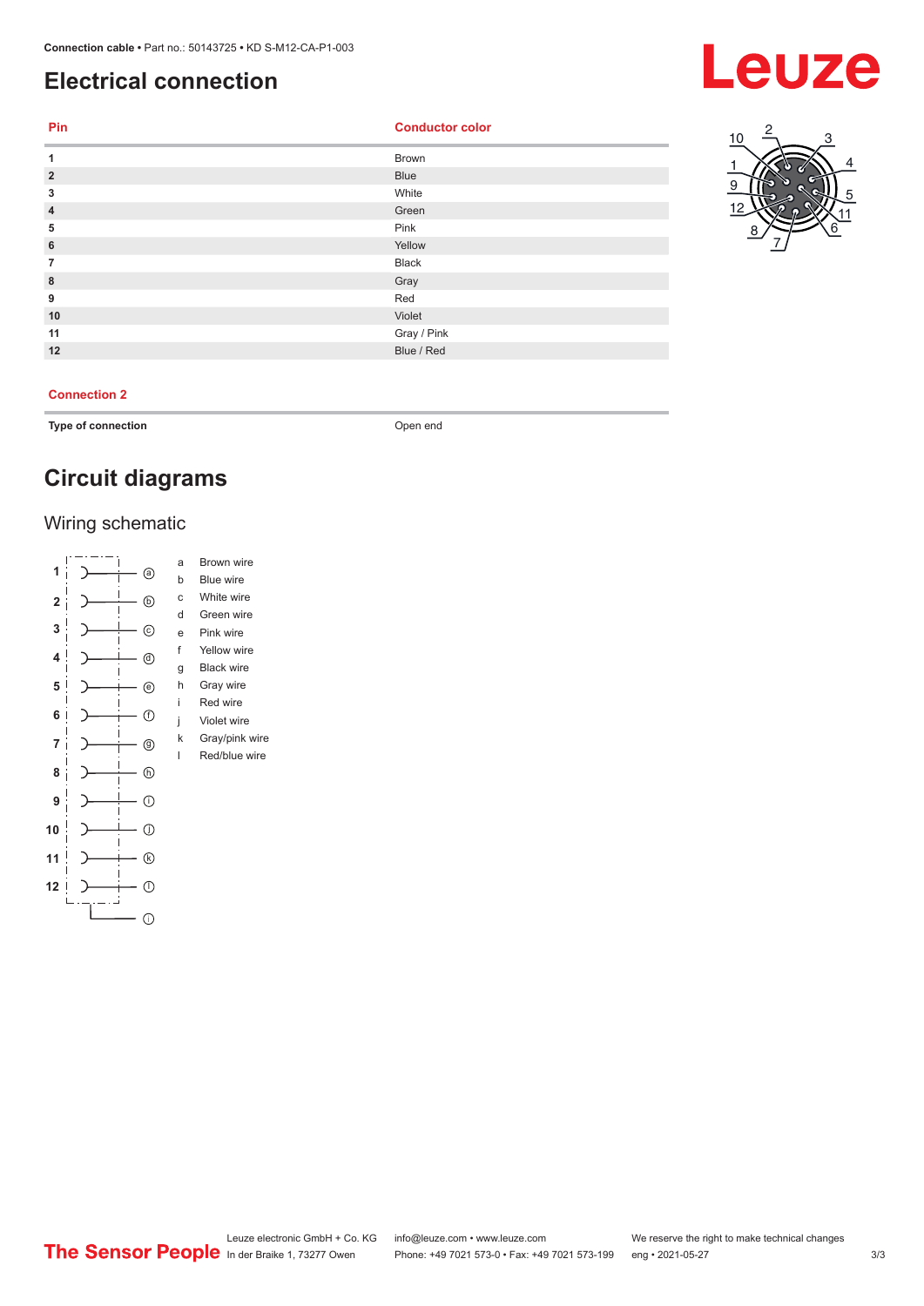## Electrical connection

| Pin | Conductor color |
|---|---|
| 1 | Brown |
| 2 | Blue |
| 3 | White |
| 4 | Green |
| 5 | Pink |
| 6 | Yellow |
| 7 | Black |
| 8 | Gray |
| 9 | Red |
| 10 | Violet |
| 11 | Gray / Pink |
| 12 | Blue / Red |

**Connection 2**

| | |
|---|---|
| Type of connection | Open end |

## Circuit diagrams

### Wiring schematic

a Brown wire
b Blue wire
c White wire
d Green wire
e Pink wire
f Yellow wire
g Black wire
h Gray wire
i Red wire
j Violet wire
k Gray/pink wire
l Red/blue wire